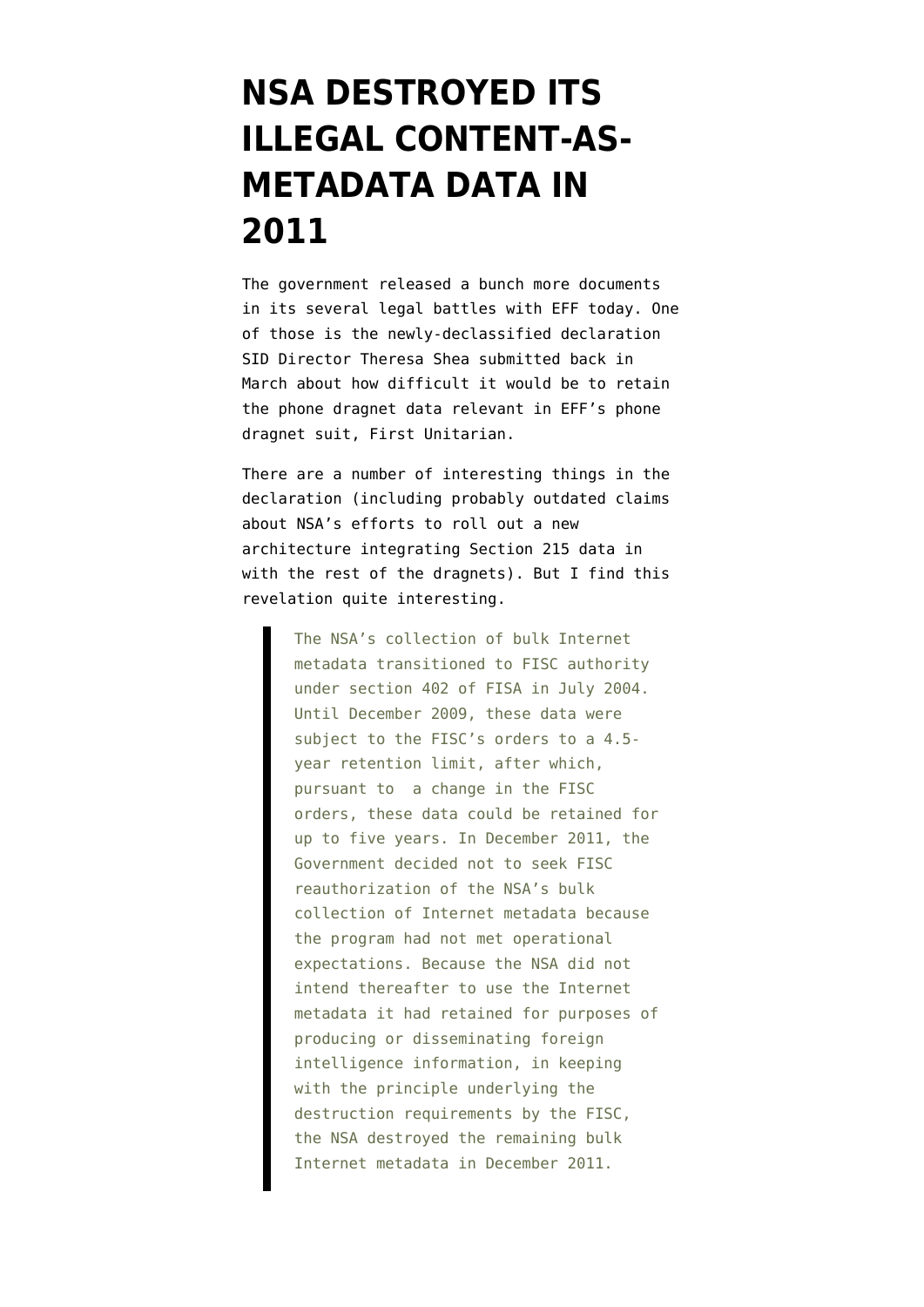# NSA DESTROYED ITS ILLEGAL CONTENT-AS-METADATA DATA IN 2011

The government released a bunch more documents in its several legal battles with EFF today. One of those is the newly-declassified declaration SID Director Theresa Shea submitted back in March about how difficult it would be to retain the phone dragnet data relevant in EFF's phone dragnet suit, First Unitarian.

There are a number of interesting things in the declaration (including probably outdated claims about NSA's efforts to roll out a new architecture integrating Section 215 data in with the rest of the dragnets). But I find this revelation quite interesting.

> The NSA's collection of bulk Internet metadata transitioned to FISC authority under section 402 of FISA in July 2004. Until December 2009, these data were subject to the FISC's orders to a 4.5-year retention limit, after which, pursuant to a change in the FISC orders, these data could be retained for up to five years. In December 2011, the Government decided not to seek FISC reauthorization of the NSA's bulk collection of Internet metadata because the program had not met operational expectations. Because the NSA did not intend thereafter to use the Internet metadata it had retained for purposes of producing or disseminating foreign intelligence information, in keeping with the principle underlying the destruction requirements by the FISC, the NSA destroyed the remaining bulk Internet metadata in December 2011.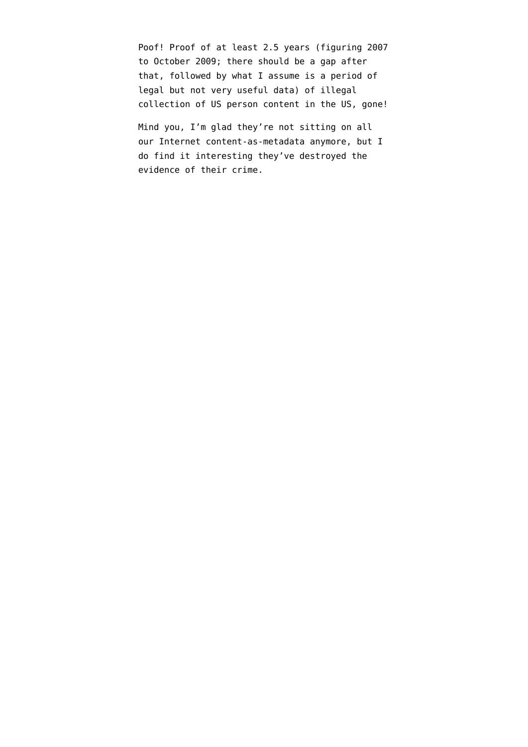Poof! Proof of at least 2.5 years (figuring 2007 to October 2009; there should be a gap after that, followed by what I assume is a period of legal but not very useful data) of illegal collection of US person content in the US, gone!

Mind you, I'm glad they're not sitting on all our Internet content-as-metadata anymore, but I do find it interesting they've destroyed the evidence of their crime.